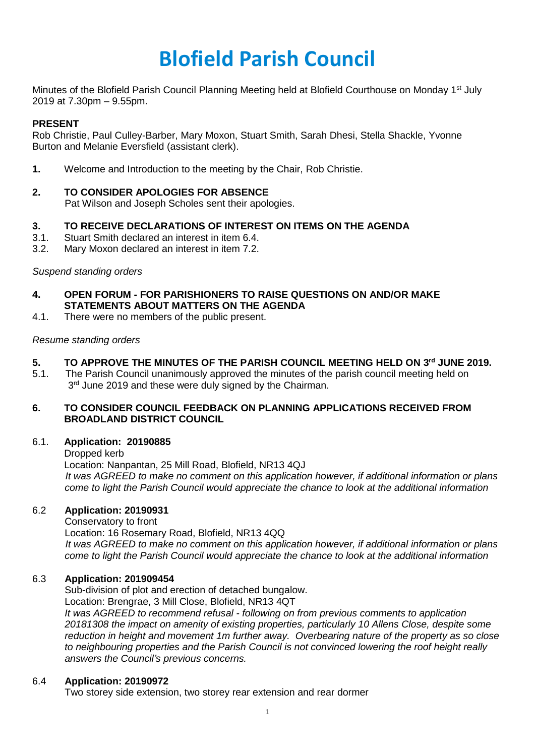# Blofield Parish Council

Minutes of the Blofield Parish Council Planning Meeting held at Blofield Courthouse on Monday 1st July 2019 at 7.30pm – 9.55pm.

**PRESENT**

Rob Christie, Paul Culley-Barber, Mary Moxon, Stuart Smith, Sarah Dhesi, Stella Shackle, Yvonne Burton and Melanie Eversfield (assistant clerk).

**1.** Welcome and Introduction to the meeting by the Chair, Rob Christie.

**2. TO CONSIDER APOLOGIES FOR ABSENCE**

Pat Wilson and Joseph Scholes sent their apologies.

**3. TO RECEIVE DECLARATIONS OF INTEREST ON ITEMS ON THE AGENDA**

3.1. Stuart Smith declared an interest in item 6.4.

3.2. Mary Moxon declared an interest in item 7.2.

*Suspend standing orders*

**4. OPEN FORUM - FOR PARISHIONERS TO RAISE QUESTIONS ON AND/OR MAKE STATEMENTS ABOUT MATTERS ON THE AGENDA**

4.1. There were no members of the public present.

*Resume standing orders*

**5. TO APPROVE THE MINUTES OF THE PARISH COUNCIL MEETING HELD ON 3rd JUNE 2019.**

5.1. The Parish Council unanimously approved the minutes of the parish council meeting held on 3rd June 2019 and these were duly signed by the Chairman.

**6. TO CONSIDER COUNCIL FEEDBACK ON PLANNING APPLICATIONS RECEIVED FROM BROADLAND DISTRICT COUNCIL**

6.1. **Application: 20190885**

Dropped kerb

Location: Nanpantan, 25 Mill Road, Blofield, NR13 4QJ

*It was AGREED to make no comment on this application however, if additional information or plans come to light the Parish Council would appreciate the chance to look at the additional information*

6.2 **Application: 20190931**

Conservatory to front

Location: 16 Rosemary Road, Blofield, NR13 4QQ

*It was AGREED to make no comment on this application however, if additional information or plans come to light the Parish Council would appreciate the chance to look at the additional information*

6.3 **Application: 201909454**

Sub-division of plot and erection of detached bungalow.

Location: Brengrae, 3 Mill Close, Blofield, NR13 4QT

*It was AGREED to recommend refusal - following on from previous comments to application 20181308 the impact on amenity of existing properties, particularly 10 Allens Close, despite some reduction in height and movement 1m further away. Overbearing nature of the property as so close to neighbouring properties and the Parish Council is not convinced lowering the roof height really answers the Council's previous concerns.*

6.4 **Application: 20190972**

Two storey side extension, two storey rear extension and rear dormer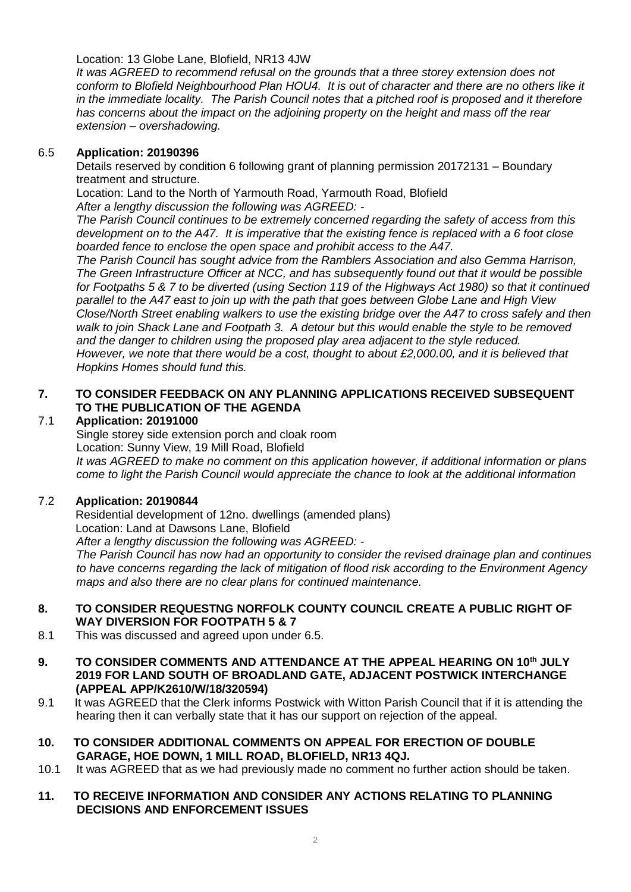Location: 13 Globe Lane, Blofield, NR13 4JW

*It was AGREED to recommend refusal on the grounds that a three storey extension does not conform to Blofield Neighbourhood Plan HOU4. It is out of character and there are no others like it in the immediate locality. The Parish Council notes that a pitched roof is proposed and it therefore has concerns about the impact on the adjoining property on the height and mass off the rear extension – overshadowing.*

6.5 **Application: 20190396**

Details reserved by condition 6 following grant of planning permission 20172131 – Boundary treatment and structure.

Location: Land to the North of Yarmouth Road, Yarmouth Road, Blofield

*After a lengthy discussion the following was AGREED: -*

*The Parish Council continues to be extremely concerned regarding the safety of access from this development on to the A47. It is imperative that the existing fence is replaced with a 6 foot close boarded fence to enclose the open space and prohibit access to the A47.*

*The Parish Council has sought advice from the Ramblers Association and also Gemma Harrison, The Green Infrastructure Officer at NCC, and has subsequently found out that it would be possible for Footpaths 5 & 7 to be diverted (using Section 119 of the Highways Act 1980) so that it continued parallel to the A47 east to join up with the path that goes between Globe Lane and High View Close/North Street enabling walkers to use the existing bridge over the A47 to cross safely and then walk to join Shack Lane and Footpath 3. A detour but this would enable the style to be removed and the danger to children using the proposed play area adjacent to the style reduced. However, we note that there would be a cost, thought to about £2,000.00, and it is believed that Hopkins Homes should fund this.*

## 7. TO CONSIDER FEEDBACK ON ANY PLANNING APPLICATIONS RECEIVED SUBSEQUENT TO THE PUBLICATION OF THE AGENDA

7.1 **Application: 20191000**

Single storey side extension porch and cloak room

Location: Sunny View, 19 Mill Road, Blofield

*It was AGREED to make no comment on this application however, if additional information or plans come to light the Parish Council would appreciate the chance to look at the additional information*

7.2 **Application: 20190844**

Residential development of 12no. dwellings (amended plans)

Location: Land at Dawsons Lane, Blofield

*After a lengthy discussion the following was AGREED: -*

*The Parish Council has now had an opportunity to consider the revised drainage plan and continues to have concerns regarding the lack of mitigation of flood risk according to the Environment Agency maps and also there are no clear plans for continued maintenance.*

## 8. TO CONSIDER REQUESTNG NORFOLK COUNTY COUNCIL CREATE A PUBLIC RIGHT OF WAY DIVERSION FOR FOOTPATH 5 & 7

8.1 This was discussed and agreed upon under 6.5.

## 9. TO CONSIDER COMMENTS AND ATTENDANCE AT THE APPEAL HEARING ON 10th JULY 2019 FOR LAND SOUTH OF BROADLAND GATE, ADJACENT POSTWICK INTERCHANGE (APPEAL APP/K2610/W/18/320594)

9.1 It was AGREED that the Clerk informs Postwick with Witton Parish Council that if it is attending the hearing then it can verbally state that it has our support on rejection of the appeal.

## 10. TO CONSIDER ADDITIONAL COMMENTS ON APPEAL FOR ERECTION OF DOUBLE GARAGE, HOE DOWN, 1 MILL ROAD, BLOFIELD, NR13 4QJ.

10.1 It was AGREED that as we had previously made no comment no further action should be taken.

## 11. TO RECEIVE INFORMATION AND CONSIDER ANY ACTIONS RELATING TO PLANNING DECISIONS AND ENFORCEMENT ISSUES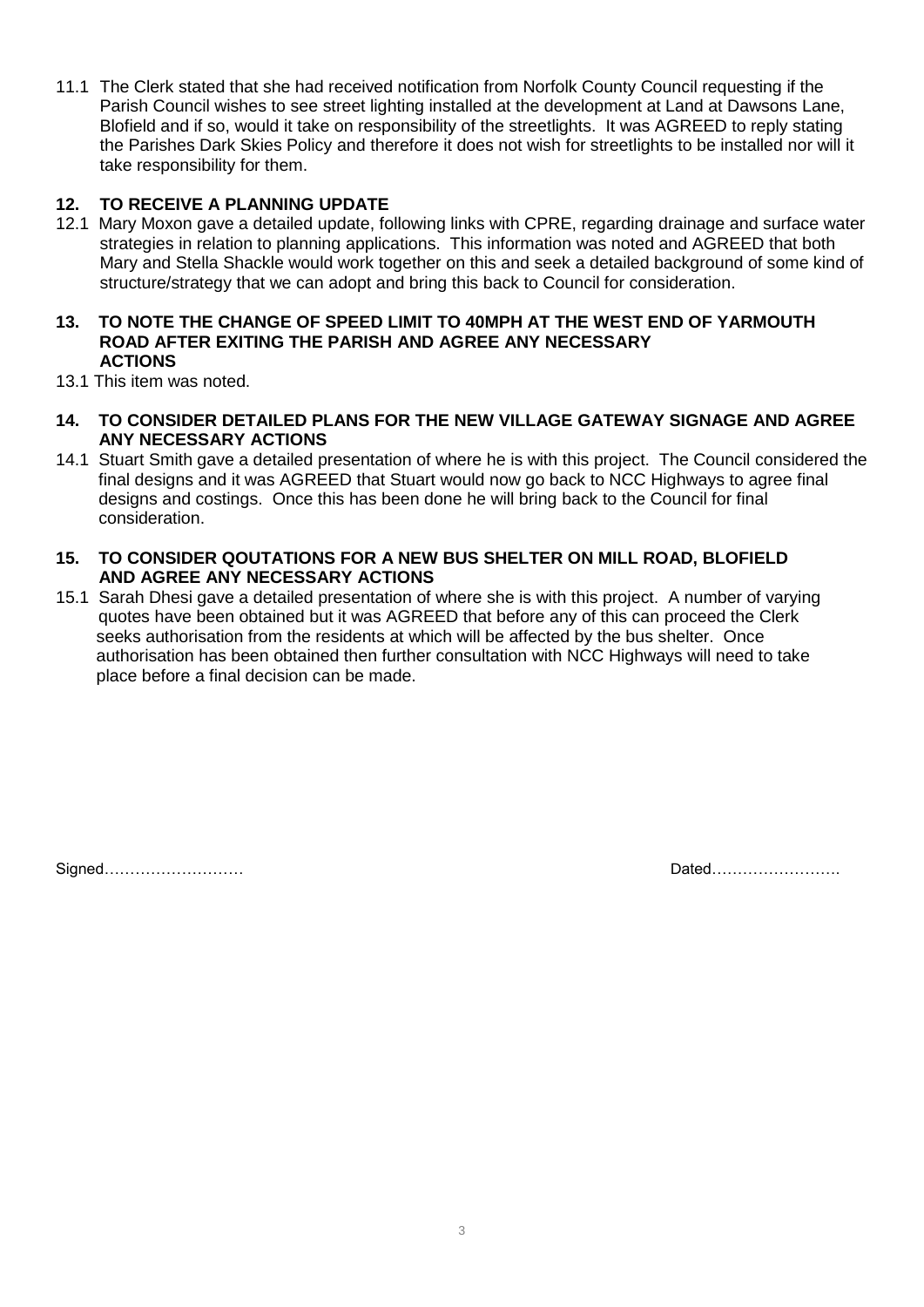11.1 The Clerk stated that she had received notification from Norfolk County Council requesting if the Parish Council wishes to see street lighting installed at the development at Land at Dawsons Lane, Blofield and if so, would it take on responsibility of the streetlights. It was AGREED to reply stating the Parishes Dark Skies Policy and therefore it does not wish for streetlights to be installed nor will it take responsibility for them.

**12. TO RECEIVE A PLANNING UPDATE**

12.1 Mary Moxon gave a detailed update, following links with CPRE, regarding drainage and surface water strategies in relation to planning applications. This information was noted and AGREED that both Mary and Stella Shackle would work together on this and seek a detailed background of some kind of structure/strategy that we can adopt and bring this back to Council for consideration.

**13. TO NOTE THE CHANGE OF SPEED LIMIT TO 40MPH AT THE WEST END OF YARMOUTH ROAD AFTER EXITING THE PARISH AND AGREE ANY NECESSARY ACTIONS**

13.1 This item was noted.

**14. TO CONSIDER DETAILED PLANS FOR THE NEW VILLAGE GATEWAY SIGNAGE AND AGREE ANY NECESSARY ACTIONS**

14.1 Stuart Smith gave a detailed presentation of where he is with this project. The Council considered the final designs and it was AGREED that Stuart would now go back to NCC Highways to agree final designs and costings. Once this has been done he will bring back to the Council for final consideration.

**15. TO CONSIDER QOUTATIONS FOR A NEW BUS SHELTER ON MILL ROAD, BLOFIELD AND AGREE ANY NECESSARY ACTIONS**

15.1 Sarah Dhesi gave a detailed presentation of where she is with this project. A number of varying quotes have been obtained but it was AGREED that before any of this can proceed the Clerk seeks authorisation from the residents at which will be affected by the bus shelter. Once authorisation has been obtained then further consultation with NCC Highways will need to take place before a final decision can be made.

Signed……………………… Dated…………………….